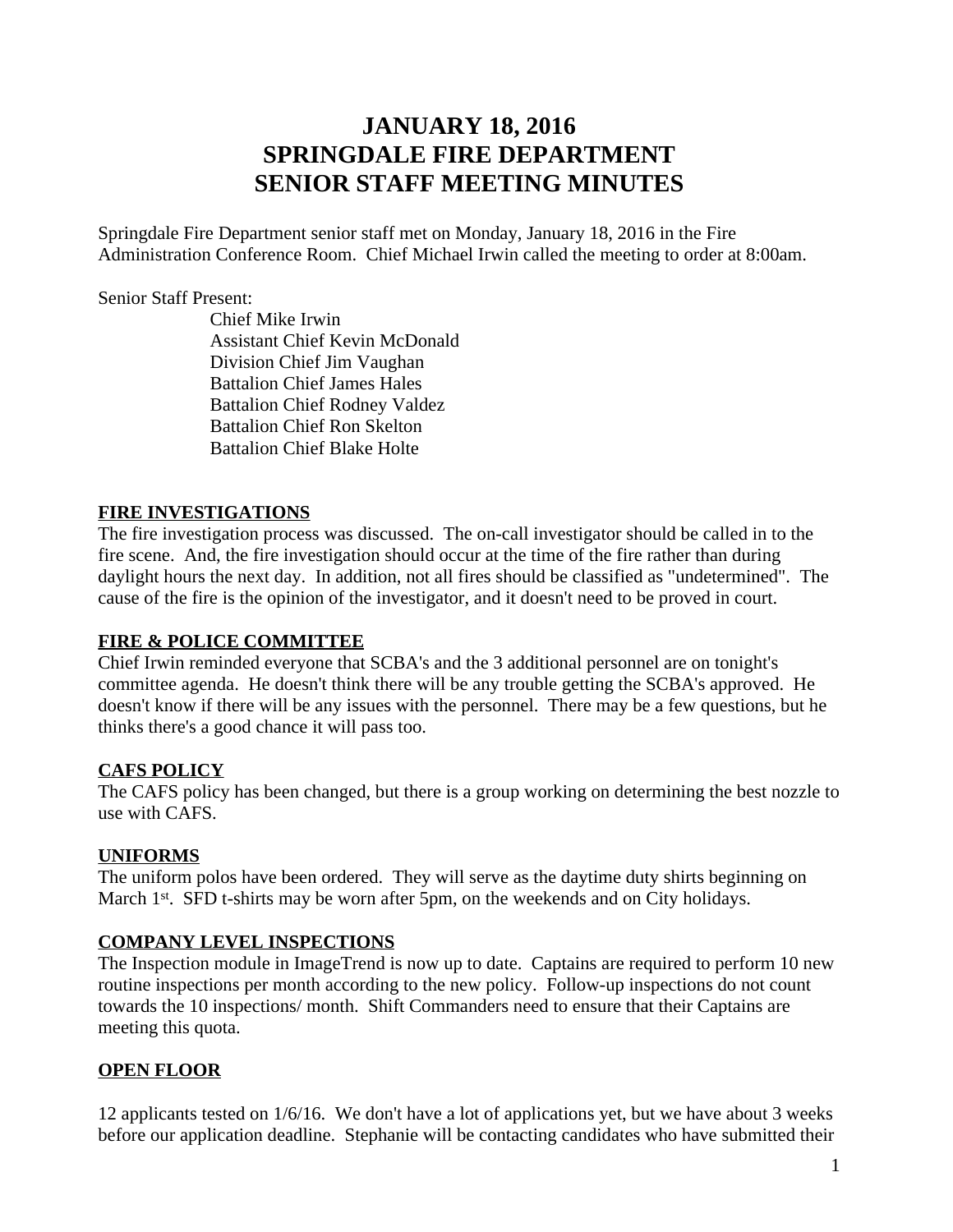# JANUARY 18, 2016
# SPRINGDALE FIRE DEPARTMENT
# SENIOR STAFF MEETING MINUTES

Springdale Fire Department senior staff met on Monday, January 18, 2016 in the Fire Administration Conference Room. Chief Michael Irwin called the meeting to order at 8:00am.

Senior Staff Present:

- Chief Mike Irwin
- Assistant Chief Kevin McDonald
- Division Chief Jim Vaughan
- Battalion Chief James Hales
- Battalion Chief Rodney Valdez
- Battalion Chief Ron Skelton
- Battalion Chief Blake Holte

## FIRE INVESTIGATIONS

The fire investigation process was discussed. The on-call investigator should be called in to the fire scene. And, the fire investigation should occur at the time of the fire rather than during daylight hours the next day. In addition, not all fires should be classified as "undetermined". The cause of the fire is the opinion of the investigator, and it doesn't need to be proved in court.

## FIRE & POLICE COMMITTEE

Chief Irwin reminded everyone that SCBA's and the 3 additional personnel are on tonight's committee agenda. He doesn't think there will be any trouble getting the SCBA's approved. He doesn't know if there will be any issues with the personnel. There may be a few questions, but he thinks there's a good chance it will pass too.

## CAFS POLICY

The CAFS policy has been changed, but there is a group working on determining the best nozzle to use with CAFS.

## UNIFORMS

The uniform polos have been ordered. They will serve as the daytime duty shirts beginning on March 1st. SFD t-shirts may be worn after 5pm, on the weekends and on City holidays.

## COMPANY LEVEL INSPECTIONS

The Inspection module in ImageTrend is now up to date. Captains are required to perform 10 new routine inspections per month according to the new policy. Follow-up inspections do not count towards the 10 inspections/ month. Shift Commanders need to ensure that their Captains are meeting this quota.

## OPEN FLOOR

12 applicants tested on 1/6/16. We don't have a lot of applications yet, but we have about 3 weeks before our application deadline. Stephanie will be contacting candidates who have submitted their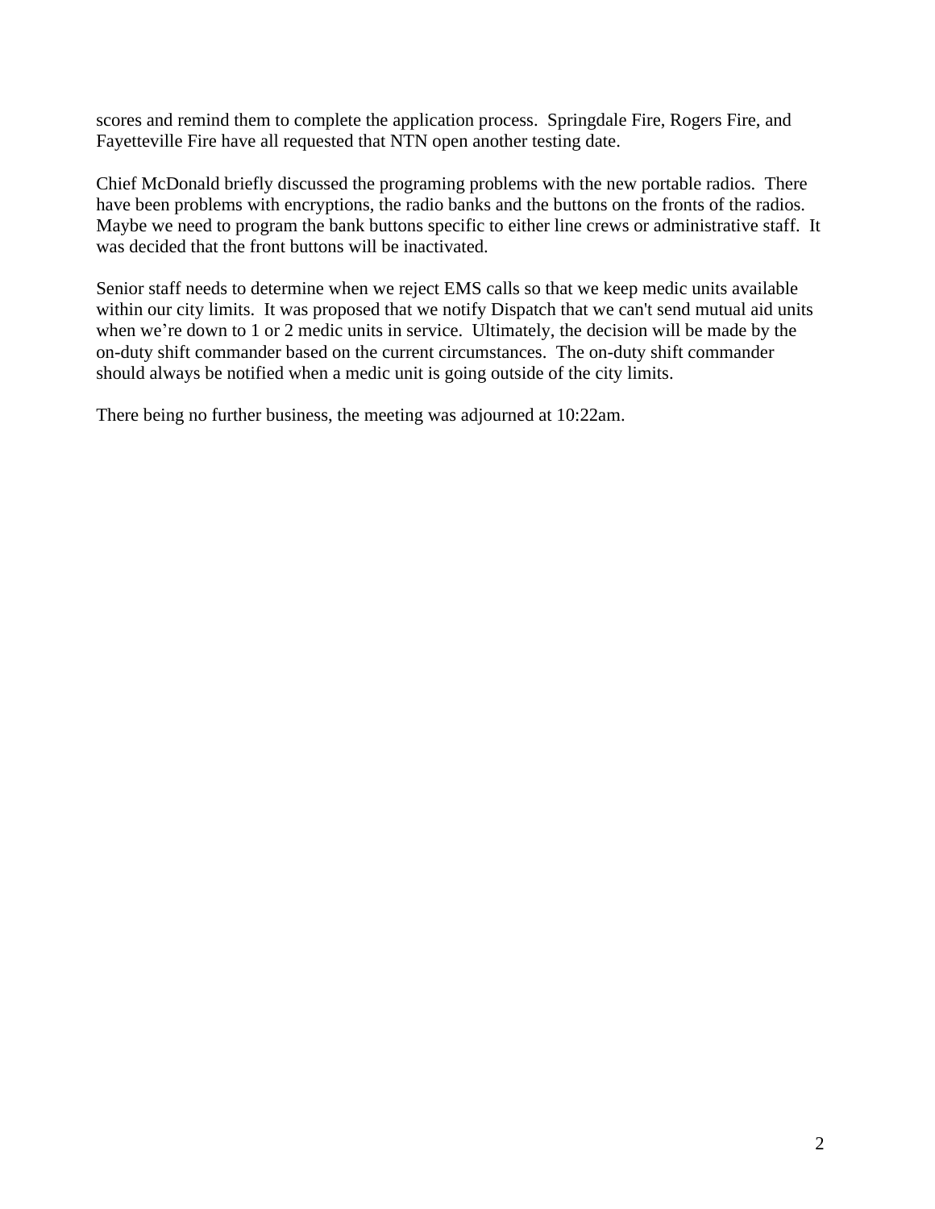scores and remind them to complete the application process. Springdale Fire, Rogers Fire, and Fayetteville Fire have all requested that NTN open another testing date.

Chief McDonald briefly discussed the programing problems with the new portable radios. There have been problems with encryptions, the radio banks and the buttons on the fronts of the radios. Maybe we need to program the bank buttons specific to either line crews or administrative staff. It was decided that the front buttons will be inactivated.

Senior staff needs to determine when we reject EMS calls so that we keep medic units available within our city limits. It was proposed that we notify Dispatch that we can't send mutual aid units when we're down to 1 or 2 medic units in service. Ultimately, the decision will be made by the on-duty shift commander based on the current circumstances. The on-duty shift commander should always be notified when a medic unit is going outside of the city limits.

There being no further business, the meeting was adjourned at 10:22am.